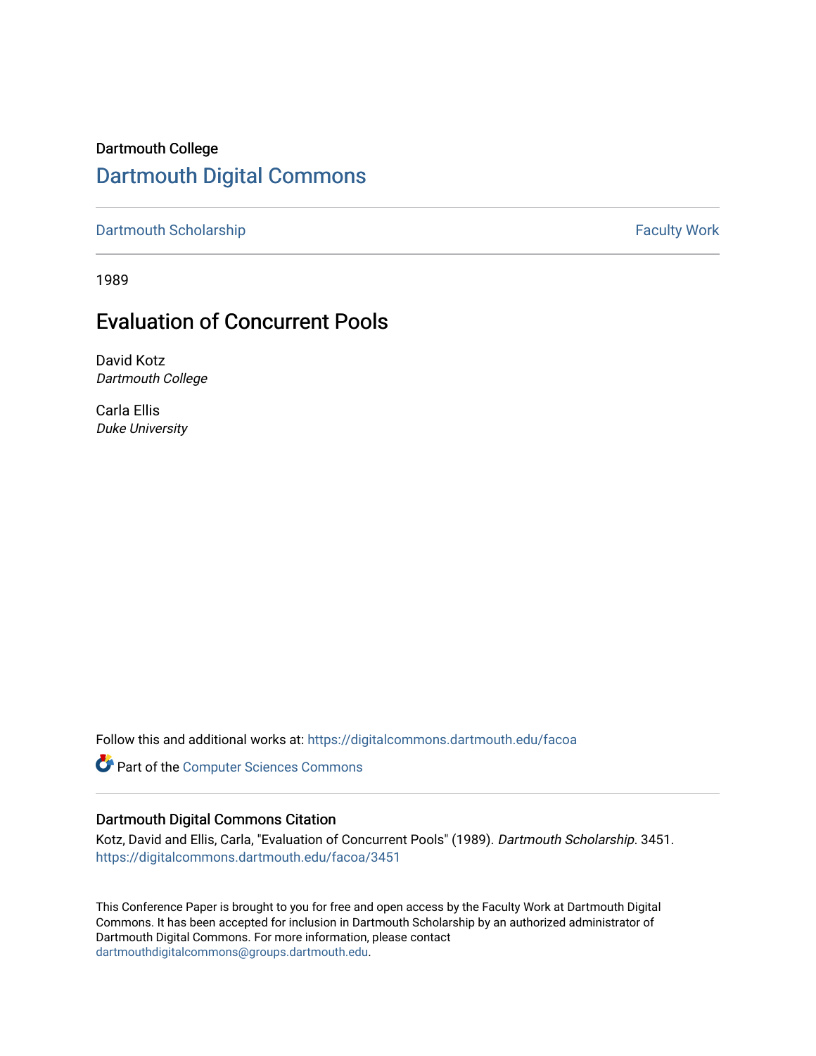Dartmouth College

# Dartmouth Digital Commons

Dartmouth Scholarship | Faculty Work

1989

## Evaluation of Concurrent Pools

David Kotz
*Dartmouth College*

Carla Ellis
*Duke University*

Follow this and additional works at: https://digitalcommons.dartmouth.edu/facoa

Part of the Computer Sciences Commons

### Dartmouth Digital Commons Citation

Kotz, David and Ellis, Carla, "Evaluation of Concurrent Pools" (1989). *Dartmouth Scholarship*. 3451.
https://digitalcommons.dartmouth.edu/facoa/3451

This Conference Paper is brought to you for free and open access by the Faculty Work at Dartmouth Digital Commons. It has been accepted for inclusion in Dartmouth Scholarship by an authorized administrator of Dartmouth Digital Commons. For more information, please contact dartmouthdigitalcommons@groups.dartmouth.edu.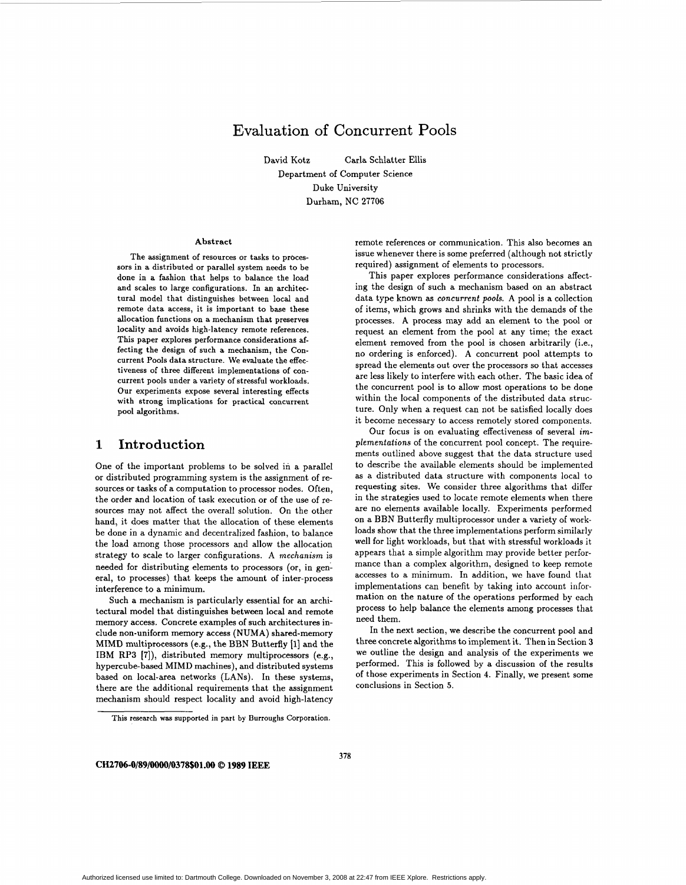# Evaluation of Concurrent Pools

David Kotz    Carla Schlatter Ellis

Department of Computer Science
Duke University
Durham, NC 27706

### Abstract

The assignment of resources or tasks to processors in a distributed or parallel system needs to be done in a fashion that helps to balance the load and scales to large configurations. In an architectural model that distinguishes between local and remote data access, it is important to base these allocation functions on a mechanism that preserves locality and avoids high-latency remote references. This paper explores performance considerations affecting the design of such a mechanism, the Concurrent Pools data structure. We evaluate the effectiveness of three different implementations of concurrent pools under a variety of stressful workloads. Our experiments expose several interesting effects with strong implications for practical concurrent pool algorithms.

## 1 Introduction

One of the important problems to be solved in a parallel or distributed programming system is the assignment of resources or tasks of a computation to processor nodes. Often, the order and location of task execution or of the use of resources may not affect the overall solution. On the other hand, it does matter that the allocation of these elements be done in a dynamic and decentralized fashion, to balance the load among those processors and allow the allocation strategy to scale to larger configurations. A *mechanism* is needed for distributing elements to processors (or, in general, to processes) that keeps the amount of inter-process interference to a minimum.

Such a mechanism is particularly essential for an architectural model that distinguishes between local and remote memory access. Concrete examples of such architectures include non-uniform memory access (NUMA) shared-memory MIMD multiprocessors (e.g., the BBN Butterfly [1] and the IBM RP3 [7]), distributed memory multiprocessors (e.g., hypercube-based MIMD machines), and distributed systems based on local-area networks (LANs). In these systems, there are the additional requirements that the assignment mechanism should respect locality and avoid high-latency remote references or communication. This also becomes an issue whenever there is some preferred (although not strictly required) assignment of elements to processors.

This paper explores performance considerations affecting the design of such a mechanism based on an abstract data type known as *concurrent pools*. A pool is a collection of items, which grows and shrinks with the demands of the processes. A process may add an element to the pool or request an element from the pool at any time; the exact element removed from the pool is chosen arbitrarily (i.e., no ordering is enforced). A concurrent pool attempts to spread the elements out over the processors so that accesses are less likely to interfere with each other. The basic idea of the concurrent pool is to allow most operations to be done within the local components of the distributed data structure. Only when a request can not be satisfied locally does it become necessary to access remotely stored components.

Our focus is on evaluating effectiveness of several *implementations* of the concurrent pool concept. The requirements outlined above suggest that the data structure used to describe the available elements should be implemented as a distributed data structure with components local to requesting sites. We consider three algorithms that differ in the strategies used to locate remote elements when there are no elements available locally. Experiments performed on a BBN Butterfly multiprocessor under a variety of workloads show that the three implementations perform similarly well for light workloads, but that with stressful workloads it appears that a simple algorithm may provide better performance than a complex algorithm, designed to keep remote accesses to a minimum. In addition, we have found that implementations can benefit by taking into account information on the nature of the operations performed by each process to help balance the elements among processes that need them.

In the next section, we describe the concurrent pool and three concrete algorithms to implement it. Then in Section 3 we outline the design and analysis of the experiments we performed. This is followed by a discussion of the results of those experiments in Section 4. Finally, we present some conclusions in Section 5.

This research was supported in part by Burroughs Corporation.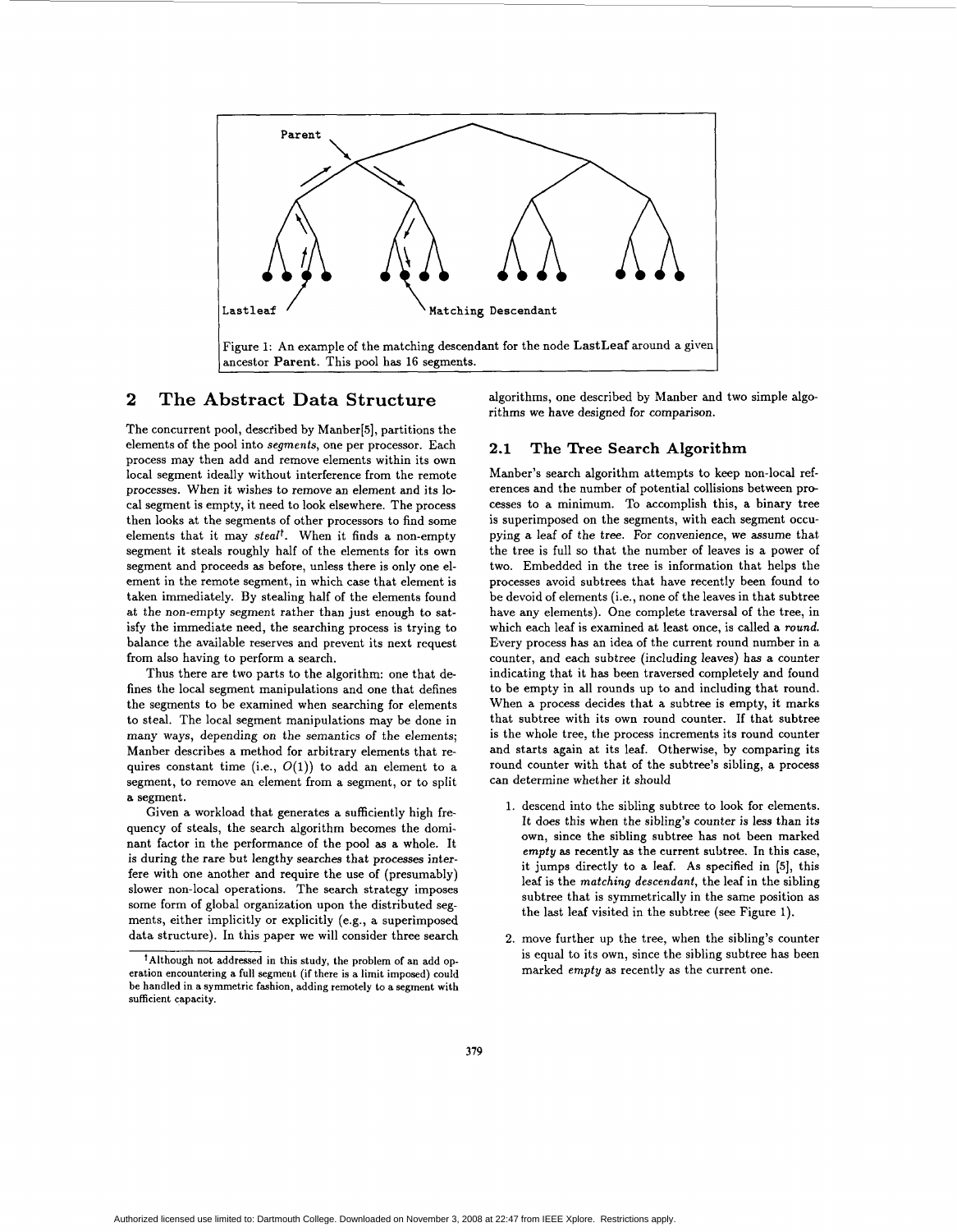Parent

Lastleaf

Matching Descendant

Figure 1: An example of the matching descendant for the node **LastLeaf** around a given ancestor **Parent**. This pool has 16 segments.

## 2 The Abstract Data Structure

The concurrent pool, described by Manber[5], partitions the elements of the pool into *segments*, one per processor. Each process may then add and remove elements within its own local segment ideally without interference from the remote processes. When it wishes to remove an element and its local segment is empty, it need to look elsewhere. The process then looks at the segments of other processors to find some elements that it may *steal*[†]. When it finds a non-empty segment it steals roughly half of the elements for its own segment and proceeds as before, unless there is only one element in the remote segment, in which case that element is taken immediately. By stealing half of the elements found at the non-empty segment rather than just enough to satisfy the immediate need, the searching process is trying to balance the available reserves and prevent its next request from also having to perform a search.

Thus there are two parts to the algorithm: one that defines the local segment manipulations and one that defines the segments to be examined when searching for elements to steal. The local segment manipulations may be done in many ways, depending on the semantics of the elements; Manber describes a method for arbitrary elements that requires constant time (i.e., $O(1)$) to add an element to a segment, to remove an element from a segment, or to split a segment.

Given a workload that generates a sufficiently high frequency of steals, the search algorithm becomes the dominant factor in the performance of the pool as a whole. It is during the rare but lengthy searches that processes interfere with one another and require the use of (presumably) slower non-local operations. The search strategy imposes some form of global organization upon the distributed segments, either implicitly or explicitly (e.g., a superimposed data structure). In this paper we will consider three search algorithms, one described by Manber and two simple algorithms we have designed for comparison.

[†]Although not addressed in this study, the problem of an add operation encountering a full segment (if there is a limit imposed) could be handled in a symmetric fashion, adding remotely to a segment with sufficient capacity.

### 2.1 The Tree Search Algorithm

Manber's search algorithm attempts to keep non-local references and the number of potential collisions between processes to a minimum. To accomplish this, a binary tree is superimposed on the segments, with each segment occupying a leaf of the tree. For convenience, we assume that the tree is full so that the number of leaves is a power of two. Embedded in the tree is information that helps the processes avoid subtrees that have recently been found to be devoid of elements (i.e., none of the leaves in that subtree have any elements). One complete traversal of the tree, in which each leaf is examined at least once, is called a *round*. Every process has an idea of the current round number in a counter, and each subtree (including leaves) has a counter indicating that it has been traversed completely and found to be empty in all rounds up to and including that round. When a process decides that a subtree is empty, it marks that subtree with its own round counter. If that subtree is the whole tree, the process increments its round counter and starts again at its leaf. Otherwise, by comparing its round counter with that of the subtree's sibling, a process can determine whether it should

1. descend into the sibling subtree to look for elements. It does this when the sibling's counter is less than its own, since the sibling subtree has not been marked *empty* as recently as the current subtree. In this case, it jumps directly to a leaf. As specified in [5], this leaf is the *matching descendant*, the leaf in the sibling subtree that is symmetrically in the same position as the last leaf visited in the subtree (see Figure 1).
2. move further up the tree, when the sibling's counter is equal to its own, since the sibling subtree has been marked *empty* as recently as the current one.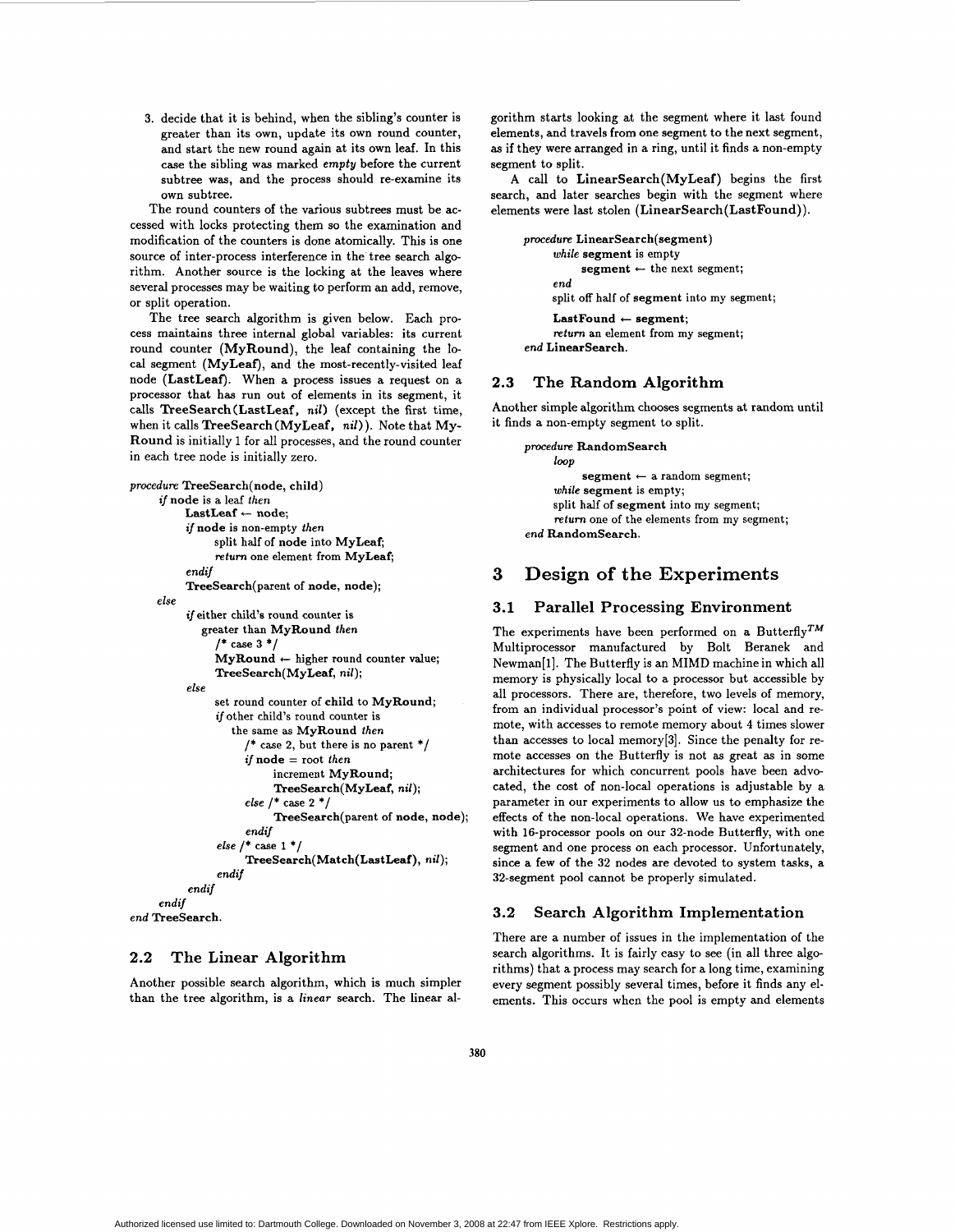3. decide that it is behind, when the sibling's counter is greater than its own, update its own round counter, and start the new round again at its own leaf. In this case the sibling was marked *empty* before the current subtree was, and the process should re-examine its own subtree.

The round counters of the various subtrees must be accessed with locks protecting them so the examination and modification of the counters is done atomically. This is one source of inter-process interference in the tree search algorithm. Another source is the locking at the leaves where several processes may be waiting to perform an add, remove, or split operation.

The tree search algorithm is given below. Each process maintains three internal global variables: its current round counter (**MyRound**), the leaf containing the local segment (**MyLeaf**), and the most-recently-visited leaf node (**LastLeaf**). When a process issues a request on a processor that has run out of elements in its segment, it calls **TreeSearch(LastLeaf,** *nil***)** (except the first time, when it calls **TreeSearch(MyLeaf,** *nil***)**). Note that **MyRound** is initially 1 for all processes, and the round counter in each tree node is initially zero.

```
procedure TreeSearch(node, child)
    if node is a leaf then
        LastLeaf ← node;
        if node is non-empty then
            split half of node into MyLeaf;
            return one element from MyLeaf;
        endif
        TreeSearch(parent of node, node);
    else
        if either child's round counter is
           greater than MyRound then
            /* case 3 */
            MyRound ← higher round counter value;
            TreeSearch(MyLeaf, nil);
        else
            set round counter of child to MyRound;
            if other child's round counter is
               the same as MyRound then
                /* case 2, but there is no parent */
                if node = root then
                    increment MyRound;
                    TreeSearch(MyLeaf, nil);
                else /* case 2 */
                    TreeSearch(parent of node, node);
                endif
            else /* case 1 */
                TreeSearch(Match(LastLeaf), nil);
            endif
        endif
    endif
end TreeSearch.
```

## 2.2 The Linear Algorithm

Another possible search algorithm, which is much simpler than the tree algorithm, is a *linear* search. The linear algorithm starts looking at the segment where it last found elements, and travels from one segment to the next segment, as if they were arranged in a ring, until it finds a non-empty segment to split.

A call to **LinearSearch(MyLeaf)** begins the first search, and later searches begin with the segment where elements were last stolen (**LinearSearch(LastFound)**).

```
procedure LinearSearch(segment)
    while segment is empty
        segment ← the next segment;
    end
    split off half of segment into my segment;
    LastFound ← segment;
    return an element from my segment;
end LinearSearch.
```

## 2.3 The Random Algorithm

Another simple algorithm chooses segments at random until it finds a non-empty segment to split.

```
procedure RandomSearch
    loop
        segment ← a random segment;
    while segment is empty;
    split half of segment into my segment;
    return one of the elements from my segment;
end RandomSearch.
```

# 3 Design of the Experiments

## 3.1 Parallel Processing Environment

The experiments have been performed on a Butterfly$^{TM}$ Multiprocessor manufactured by Bolt Beranek and Newman[1]. The Butterfly is an MIMD machine in which all memory is physically local to a processor but accessible by all processors. There are, therefore, two levels of memory, from an individual processor's point of view: local and remote, with accesses to remote memory about 4 times slower than accesses to local memory[3]. Since the penalty for remote accesses on the Butterfly is not as great as in some architectures for which concurrent pools have been advocated, the cost of non-local operations is adjustable by a parameter in our experiments to allow us to emphasize the effects of the non-local operations. We have experimented with 16-processor pools on our 32-node Butterfly, with one segment and one process on each processor. Unfortunately, since a few of the 32 nodes are devoted to system tasks, a 32-segment pool cannot be properly simulated.

## 3.2 Search Algorithm Implementation

There are a number of issues in the implementation of the search algorithms. It is fairly easy to see (in all three algorithms) that a process may search for a long time, examining every segment possibly several times, before it finds any elements. This occurs when the pool is empty and elements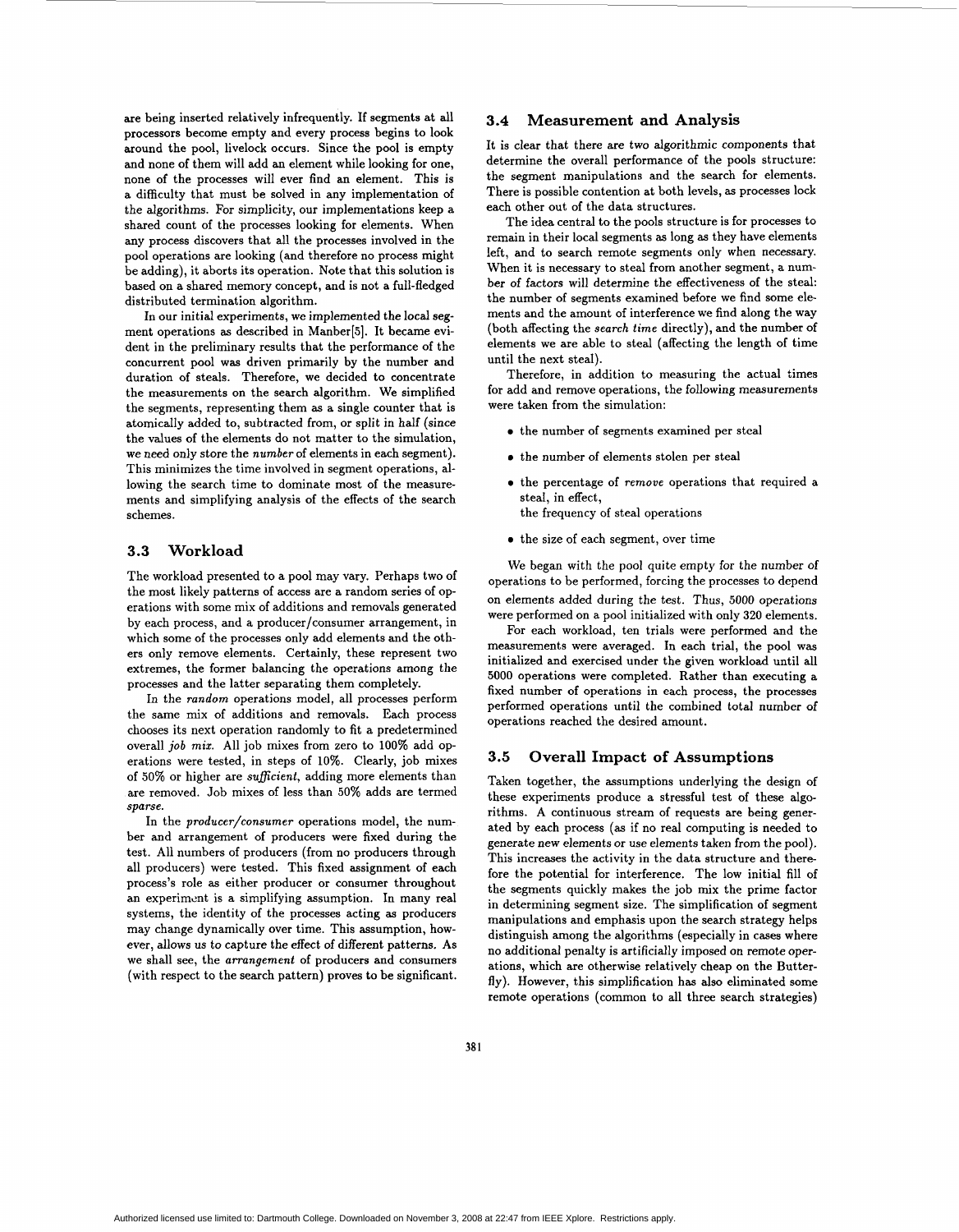are being inserted relatively infrequently. If segments at all processors become empty and every process begins to look around the pool, livelock occurs. Since the pool is empty and none of them will add an element while looking for one, none of the processes will ever find an element. This is a difficulty that must be solved in any implementation of the algorithms. For simplicity, our implementations keep a shared count of the processes looking for elements. When any process discovers that all the processes involved in the pool operations are looking (and therefore no process might be adding), it aborts its operation. Note that this solution is based on a shared memory concept, and is not a full-fledged distributed termination algorithm.

In our initial experiments, we implemented the local segment operations as described in Manber[5]. It became evident in the preliminary results that the performance of the concurrent pool was driven primarily by the number and duration of steals. Therefore, we decided to concentrate the measurements on the search algorithm. We simplified the segments, representing them as a single counter that is atomically added to, subtracted from, or split in half (since the values of the elements do not matter to the simulation, we need only store the *number* of elements in each segment). This minimizes the time involved in segment operations, allowing the search time to dominate most of the measurements and simplifying analysis of the effects of the search schemes.

### 3.3 Workload

The workload presented to a pool may vary. Perhaps two of the most likely patterns of access are a random series of operations with some mix of additions and removals generated by each process, and a producer/consumer arrangement, in which some of the processes only add elements and the others only remove elements. Certainly, these represent two extremes, the former balancing the operations among the processes and the latter separating them completely.

In the *random* operations model, all processes perform the same mix of additions and removals. Each process chooses its next operation randomly to fit a predetermined overall *job mix*. All job mixes from zero to 100% add operations were tested, in steps of 10%. Clearly, job mixes of 50% or higher are *sufficient*, adding more elements than are removed. Job mixes of less than 50% adds are termed *sparse*.

In the *producer/consumer* operations model, the number and arrangement of producers were fixed during the test. All numbers of producers (from no producers through all producers) were tested. This fixed assignment of each process's role as either producer or consumer throughout an experiment is a simplifying assumption. In many real systems, the identity of the processes acting as producers may change dynamically over time. This assumption, however, allows us to capture the effect of different patterns. As we shall see, the *arrangement* of producers and consumers (with respect to the search pattern) proves to be significant.

### 3.4 Measurement and Analysis

It is clear that there are two algorithmic components that determine the overall performance of the pools structure: the segment manipulations and the search for elements. There is possible contention at both levels, as processes lock each other out of the data structures.

The idea central to the pools structure is for processes to remain in their local segments as long as they have elements left, and to search remote segments only when necessary. When it is necessary to steal from another segment, a number of factors will determine the effectiveness of the steal: the number of segments examined before we find some elements and the amount of interference we find along the way (both affecting the *search time* directly), and the number of elements we are able to steal (affecting the length of time until the next steal).

Therefore, in addition to measuring the actual times for add and remove operations, the following measurements were taken from the simulation:

- the number of segments examined per steal
- the number of elements stolen per steal
- the percentage of *remove* operations that required a steal, in effect,
  the frequency of steal operations
- the size of each segment, over time

We began with the pool quite empty for the number of operations to be performed, forcing the processes to depend on elements added during the test. Thus, 5000 operations were performed on a pool initialized with only 320 elements.

For each workload, ten trials were performed and the measurements were averaged. In each trial, the pool was initialized and exercised under the given workload until all 5000 operations were completed. Rather than executing a fixed number of operations in each process, the processes performed operations until the combined total number of operations reached the desired amount.

### 3.5 Overall Impact of Assumptions

Taken together, the assumptions underlying the design of these experiments produce a stressful test of these algorithms. A continuous stream of requests are being generated by each process (as if no real computing is needed to generate new elements or use elements taken from the pool). This increases the activity in the data structure and therefore the potential for interference. The low initial fill of the segments quickly makes the job mix the prime factor in determining segment size. The simplification of segment manipulations and emphasis upon the search strategy helps distinguish among the algorithms (especially in cases where no additional penalty is artificially imposed on remote operations, which are otherwise relatively cheap on the Butterfly). However, this simplification has also eliminated some remote operations (common to all three search strategies)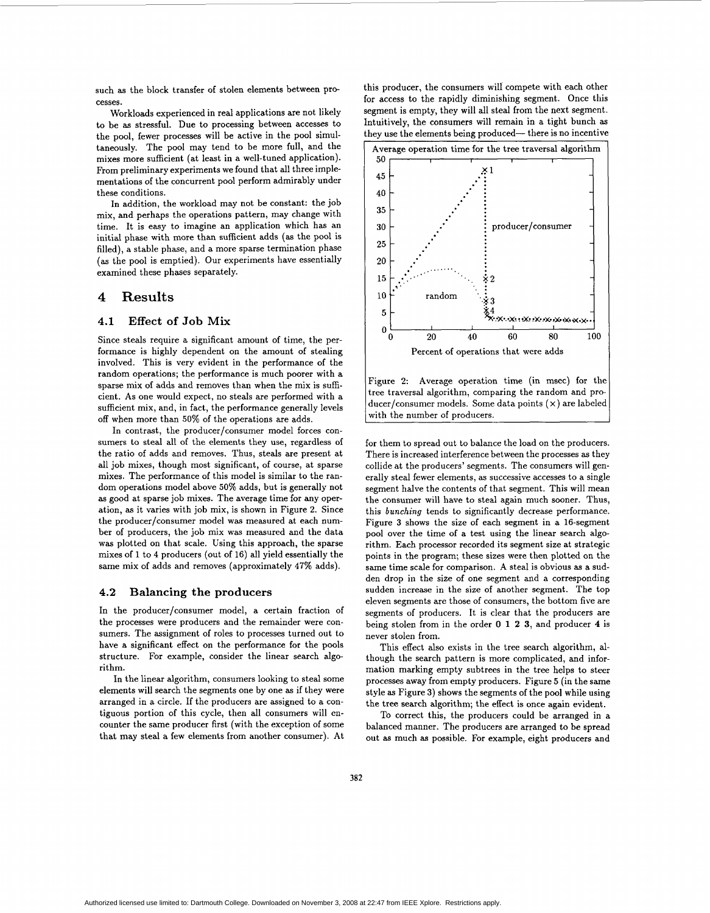such as the block transfer of stolen elements between processes.

Workloads experienced in real applications are not likely to be as stressful. Due to processing between accesses to the pool, fewer processes will be active in the pool simultaneously. The pool may tend to be more full, and the mixes more sufficient (at least in a well-tuned application). From preliminary experiments we found that all three implementations of the concurrent pool perform admirably under these conditions.

In addition, the workload may not be constant: the job mix, and perhaps the operations pattern, may change with time. It is easy to imagine an application which has an initial phase with more than sufficient adds (as the pool is filled), a stable phase, and a more sparse termination phase (as the pool is emptied). Our experiments have essentially examined these phases separately.

# 4 Results

## 4.1 Effect of Job Mix

Since steals require a significant amount of time, the performance is highly dependent on the amount of stealing involved. This is very evident in the performance of the random operations; the performance is much poorer with a sparse mix of adds and removes than when the mix is sufficient. As one would expect, no steals are performed with a sufficient mix, and, in fact, the performance generally levels off when more than 50% of the operations are adds.

In contrast, the producer/consumer model forces consumers to steal all of the elements they use, regardless of the ratio of adds and removes. Thus, steals are present at all job mixes, though most significant, of course, at sparse mixes. The performance of this model is similar to the random operations model above 50% adds, but is generally not as good at sparse job mixes. The average time for any operation, as it varies with job mix, is shown in Figure 2. Since the producer/consumer model was measured at each number of producers, the job mix was measured and the data was plotted on that scale. Using this approach, the sparse mixes of 1 to 4 producers (out of 16) all yield essentially the same mix of adds and removes (approximately 47% adds).

## 4.2 Balancing the producers

In the producer/consumer model, a certain fraction of the processes were producers and the remainder were consumers. The assignment of roles to processes turned out to have a significant effect on the performance for the pools structure. For example, consider the linear search algorithm.

In the linear algorithm, consumers looking to steal some elements will search the segments one by one as if they were arranged in a circle. If the producers are assigned to a contiguous portion of this cycle, then all consumers will encounter the same producer first (with the exception of some that may steal a few elements from another consumer). At this producer, the consumers will compete with each other for access to the rapidly diminishing segment. Once this segment is empty, they will all steal from the next segment. Intuitively, the consumers will remain in a tight bunch as they use the elements being produced— there is no incentive for them to spread out to balance the load on the producers. There is increased interference between the processes as they collide at the producers' segments. The consumers will generally steal fewer elements, as successive accesses to a single segment halve the contents of that segment. This will mean the consumer will have to steal again much sooner. Thus, this *bunching* tends to significantly decrease performance. Figure 3 shows the size of each segment in a 16-segment pool over the time of a test using the linear search algorithm. Each processor recorded its segment size at strategic points in the program; these sizes were then plotted on the same time scale for comparison. A steal is obvious as a sudden drop in the size of one segment and a corresponding sudden increase in the size of another segment. The top eleven segments are those of consumers, the bottom five are segments of producers. It is clear that the producers are being stolen from in the order **0 1 2 3**, and producer **4** is never stolen from.

Figure 2: Average operation time (in msec) for the tree traversal algorithm, comparing the random and producer/consumer models. Some data points (×) are labeled with the number of producers.

This effect also exists in the tree search algorithm, although the search pattern is more complicated, and information marking empty subtrees in the tree helps to steer processes away from empty producers. Figure 5 (in the same style as Figure 3) shows the segments of the pool while using the tree search algorithm; the effect is once again evident.

To correct this, the producers could be arranged in a balanced manner. The producers are arranged to be spread out as much as possible. For example, eight producers and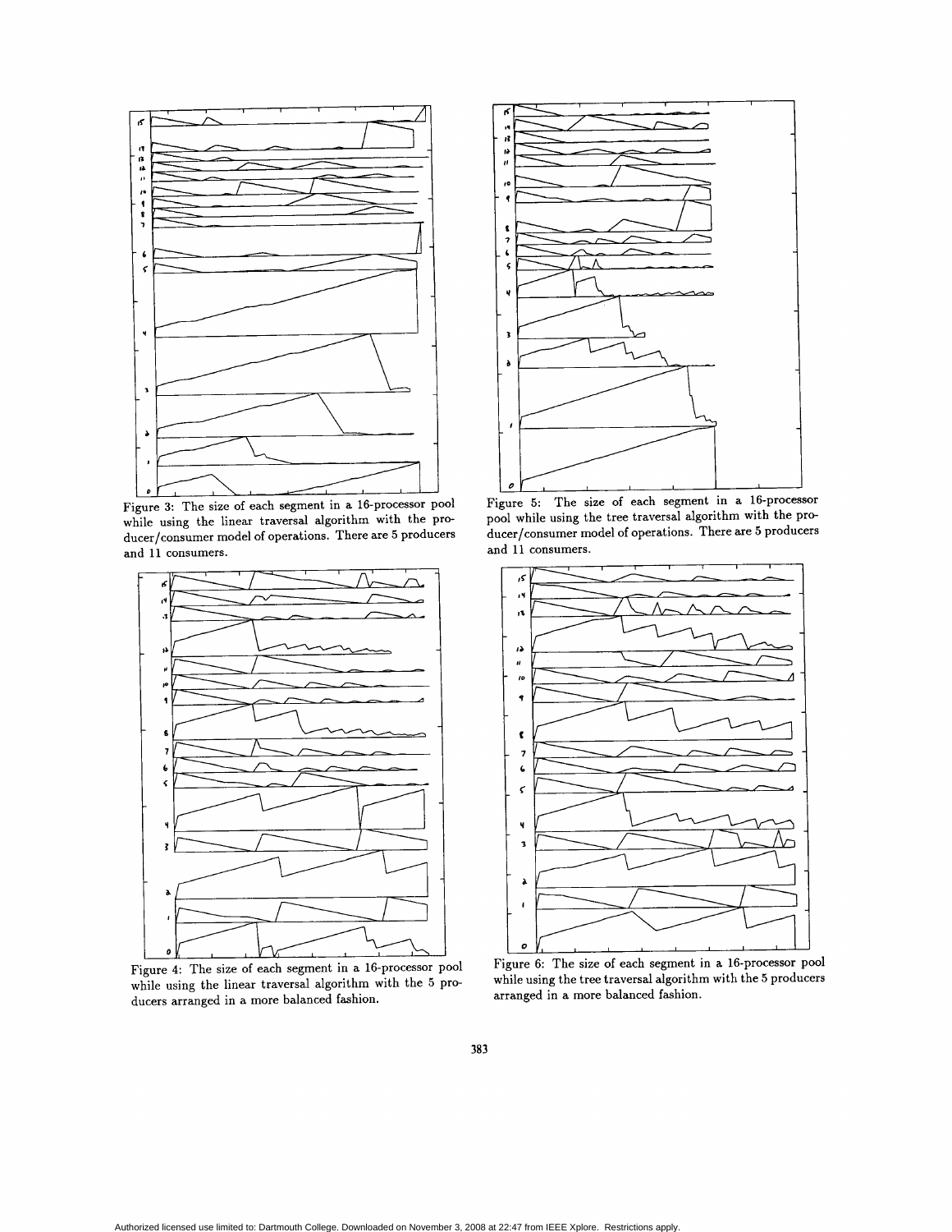Figure 3: The size of each segment in a 16-processor pool while using the linear traversal algorithm with the producer/consumer model of operations. There are 5 producers and 11 consumers.

Figure 5: The size of each segment in a 16-processor pool while using the tree traversal algorithm with the producer/consumer model of operations. There are 5 producers and 11 consumers.

Figure 4: The size of each segment in a 16-processor pool while using the linear traversal algorithm with the 5 producers arranged in a more balanced fashion.

Figure 6: The size of each segment in a 16-processor pool while using the tree traversal algorithm with the 5 producers arranged in a more balanced fashion.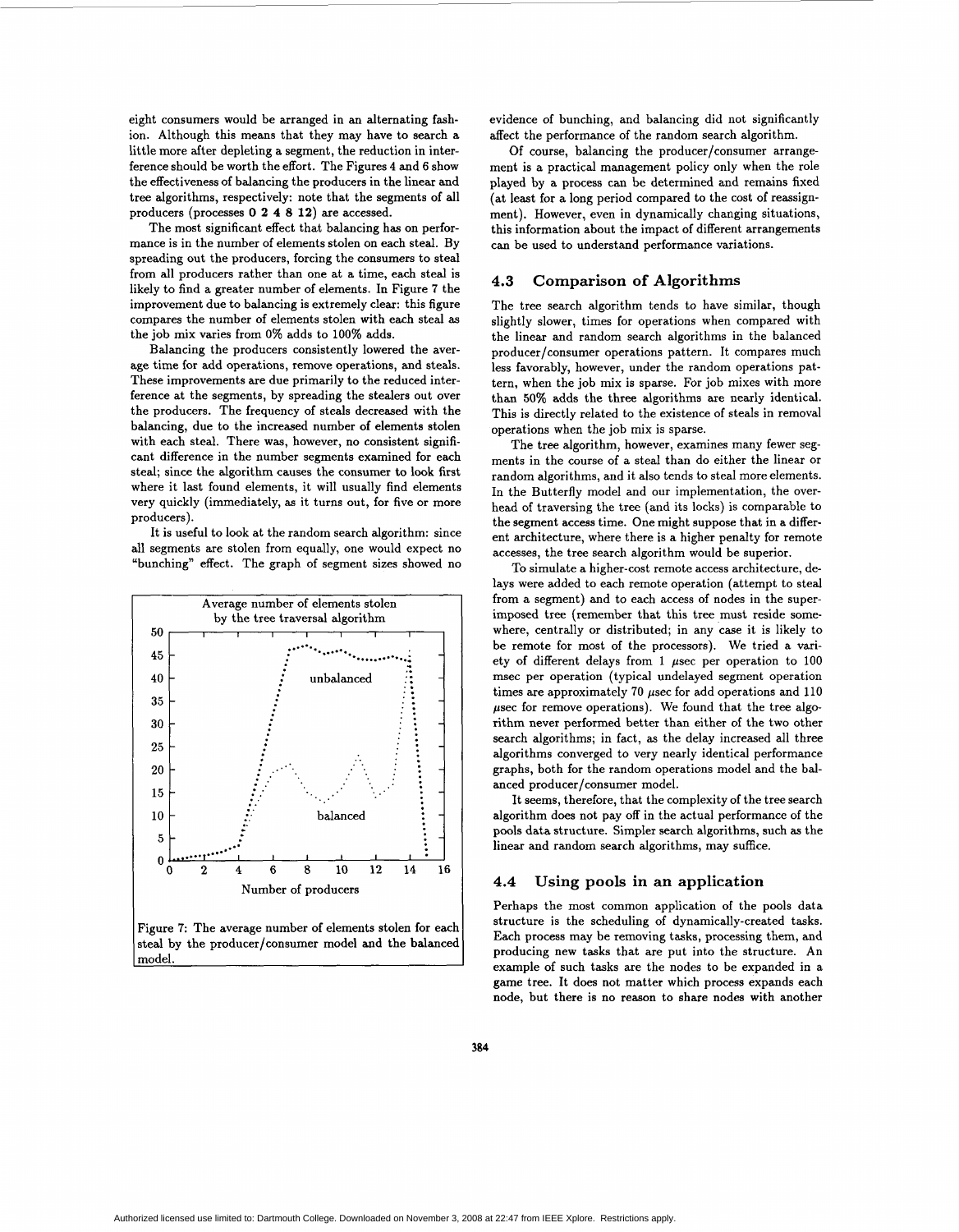eight consumers would be arranged in an alternating fashion. Although this means that they may have to search a little more after depleting a segment, the reduction in interference should be worth the effort. The Figures 4 and 6 show the effectiveness of balancing the producers in the linear and tree algorithms, respectively: note that the segments of all producers (processes **0 2 4 8 12**) are accessed.

The most significant effect that balancing has on performance is in the number of elements stolen on each steal. By spreading out the producers, forcing the consumers to steal from all producers rather than one at a time, each steal is likely to find a greater number of elements. In Figure 7 the improvement due to balancing is extremely clear: this figure compares the number of elements stolen with each steal as the job mix varies from 0% adds to 100% adds.

Balancing the producers consistently lowered the average time for add operations, remove operations, and steals. These improvements are due primarily to the reduced interference at the segments, by spreading the stealers out over the producers. The frequency of steals decreased with the balancing, due to the increased number of elements stolen with each steal. There was, however, no consistent significant difference in the number segments examined for each steal; since the algorithm causes the consumer to look first where it last found elements, it will usually find elements very quickly (immediately, as it turns out, for five or more producers).

It is useful to look at the random search algorithm: since all segments are stolen from equally, one would expect no "bunching" effect. The graph of segment sizes showed no evidence of bunching, and balancing did not significantly affect the performance of the random search algorithm.

Figure 7: The average number of elements stolen for each steal by the producer/consumer model and the balanced model.

Of course, balancing the producer/consumer arrangement is a practical management policy only when the role played by a process can be determined and remains fixed (at least for a long period compared to the cost of reassignment). However, even in dynamically changing situations, this information about the impact of different arrangements can be used to understand performance variations.

### 4.3 Comparison of Algorithms

The tree search algorithm tends to have similar, though slightly slower, times for operations when compared with the linear and random search algorithms in the balanced producer/consumer operations pattern. It compares much less favorably, however, under the random operations pattern, when the job mix is sparse. For job mixes with more than 50% adds the three algorithms are nearly identical. This is directly related to the existence of steals in removal operations when the job mix is sparse.

The tree algorithm, however, examines many fewer segments in the course of a steal than do either the linear or random algorithms, and it also tends to steal more elements. In the Butterfly model and our implementation, the overhead of traversing the tree (and its locks) is comparable to the segment access time. One might suppose that in a different architecture, where there is a higher penalty for remote accesses, the tree search algorithm would be superior.

To simulate a higher-cost remote access architecture, delays were added to each remote operation (attempt to steal from a segment) and to each access of nodes in the superimposed tree (remember that this tree must reside somewhere, centrally or distributed; in any case it is likely to be remote for most of the processors). We tried a variety of different delays from 1 $\mu$sec per operation to 100 msec per operation (typical undelayed segment operation times are approximately 70 $\mu$sec for add operations and 110 $\mu$sec for remove operations). We found that the tree algorithm never performed better than either of the two other search algorithms; in fact, as the delay increased all three algorithms converged to very nearly identical performance graphs, both for the random operations model and the balanced producer/consumer model.

It seems, therefore, that the complexity of the tree search algorithm does not pay off in the actual performance of the pools data structure. Simpler search algorithms, such as the linear and random search algorithms, may suffice.

### 4.4 Using pools in an application

Perhaps the most common application of the pools data structure is the scheduling of dynamically-created tasks. Each process may be removing tasks, processing them, and producing new tasks that are put into the structure. An example of such tasks are the nodes to be expanded in a game tree. It does not matter which process expands each node, but there is no reason to share nodes with another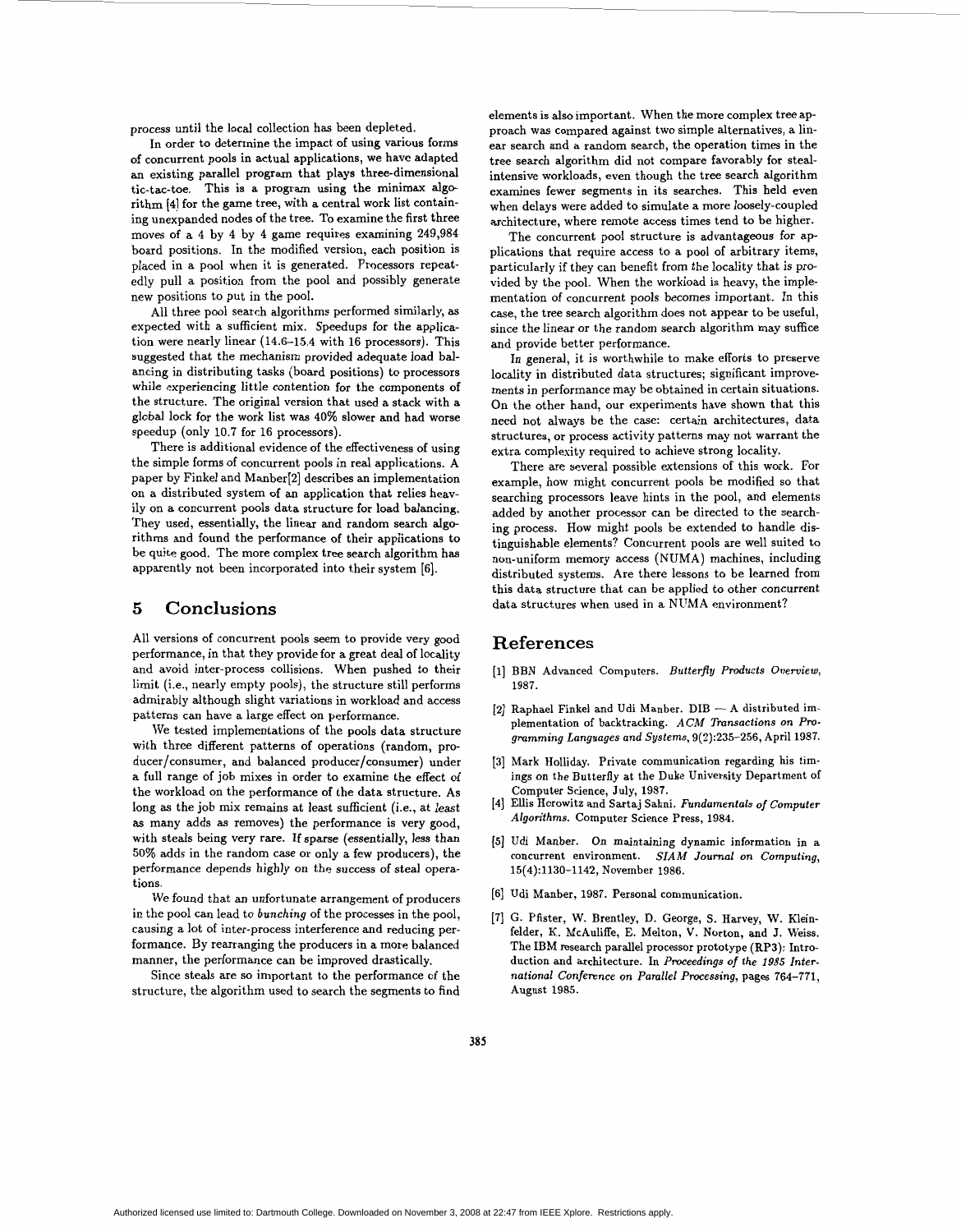process until the local collection has been depleted.

In order to determine the impact of using various forms of concurrent pools in actual applications, we have adapted an existing parallel program that plays three-dimensional tic-tac-toe. This is a program using the minimax algorithm [4] for the game tree, with a central work list containing unexpanded nodes of the tree. To examine the first three moves of a 4 by 4 by 4 game requires examining 249,984 board positions. In the modified version, each position is placed in a pool when it is generated. Processors repeatedly pull a position from the pool and possibly generate new positions to put in the pool.

All three pool search algorithms performed similarly, as expected with a sufficient mix. Speedups for the application were nearly linear (14.6–15.4 with 16 processors). This suggested that the mechanism provided adequate load balancing in distributing tasks (board positions) to processors while experiencing little contention for the components of the structure. The original version that used a stack with a global lock for the work list was 40% slower and had worse speedup (only 10.7 for 16 processors).

There is additional evidence of the effectiveness of using the simple forms of concurrent pools in real applications. A paper by Finkel and Manber[2] describes an implementation on a distributed system of an application that relies heavily on a concurrent pools data structure for load balancing. They used, essentially, the linear and random search algorithms and found the performance of their applications to be quite good. The more complex tree search algorithm has apparently not been incorporated into their system [6].

## 5 Conclusions

All versions of concurrent pools seem to provide very good performance, in that they provide for a great deal of locality and avoid inter-process collisions. When pushed to their limit (i.e., nearly empty pools), the structure still performs admirably although slight variations in workload and access patterns can have a large effect on performance.

We tested implementations of the pools data structure with three different patterns of operations (random, producer/consumer, and balanced producer/consumer) under a full range of job mixes in order to examine the effect of the workload on the performance of the data structure. As long as the job mix remains at least sufficient (i.e., at least as many adds as removes) the performance is very good, with steals being very rare. If sparse (essentially, less than 50% adds in the random case or only a few producers), the performance depends highly on the success of steal operations.

We found that an unfortunate arrangement of producers in the pool can lead to *bunching* of the processes in the pool, causing a lot of inter-process interference and reducing performance. By rearranging the producers in a more balanced manner, the performance can be improved drastically.

Since steals are so important to the performance of the structure, the algorithm used to search the segments to find elements is also important. When the more complex tree approach was compared against two simple alternatives, a linear search and a random search, the operation times in the tree search algorithm did not compare favorably for steal-intensive workloads, even though the tree search algorithm examines fewer segments in its searches. This held even when delays were added to simulate a more loosely-coupled architecture, where remote access times tend to be higher.

The concurrent pool structure is advantageous for applications that require access to a pool of arbitrary items, particularly if they can benefit from the locality that is provided by the pool. When the workload is heavy, the implementation of concurrent pools becomes important. In this case, the tree search algorithm does not appear to be useful, since the linear or the random search algorithm may suffice and provide better performance.

In general, it is worthwhile to make efforts to preserve locality in distributed data structures; significant improvements in performance may be obtained in certain situations. On the other hand, our experiments have shown that this need not always be the case: certain architectures, data structures, or process activity patterns may not warrant the extra complexity required to achieve strong locality.

There are several possible extensions of this work. For example, how might concurrent pools be modified so that searching processors leave hints in the pool, and elements added by another processor can be directed to the searching process. How might pools be extended to handle distinguishable elements? Concurrent pools are well suited to non-uniform memory access (NUMA) machines, including distributed systems. Are there lessons to be learned from this data structure that can be applied to other concurrent data structures when used in a NUMA environment?

## References

[1] BBN Advanced Computers. *Butterfly Products Overview*, 1987.

[2] Raphael Finkel and Udi Manber. DIB — A distributed implementation of backtracking. *ACM Transactions on Programming Languages and Systems*, 9(2):235–256, April 1987.

[3] Mark Holliday. Private communication regarding his timings on the Butterfly at the Duke University Department of Computer Science, July, 1987.

[4] Ellis Horowitz and Sartaj Sahni. *Fundamentals of Computer Algorithms*. Computer Science Press, 1984.

[5] Udi Manber. On maintaining dynamic information in a concurrent environment. *SIAM Journal on Computing*, 15(4):1130–1142, November 1986.

[6] Udi Manber, 1987. Personal communication.

[7] G. Pfister, W. Brentley, D. George, S. Harvey, W. Kleinfelder, K. McAuliffe, E. Melton, V. Norton, and J. Weiss. The IBM research parallel processor prototype (RP3): Introduction and architecture. In *Proceedings of the 1985 International Conference on Parallel Processing*, pages 764–771, August 1985.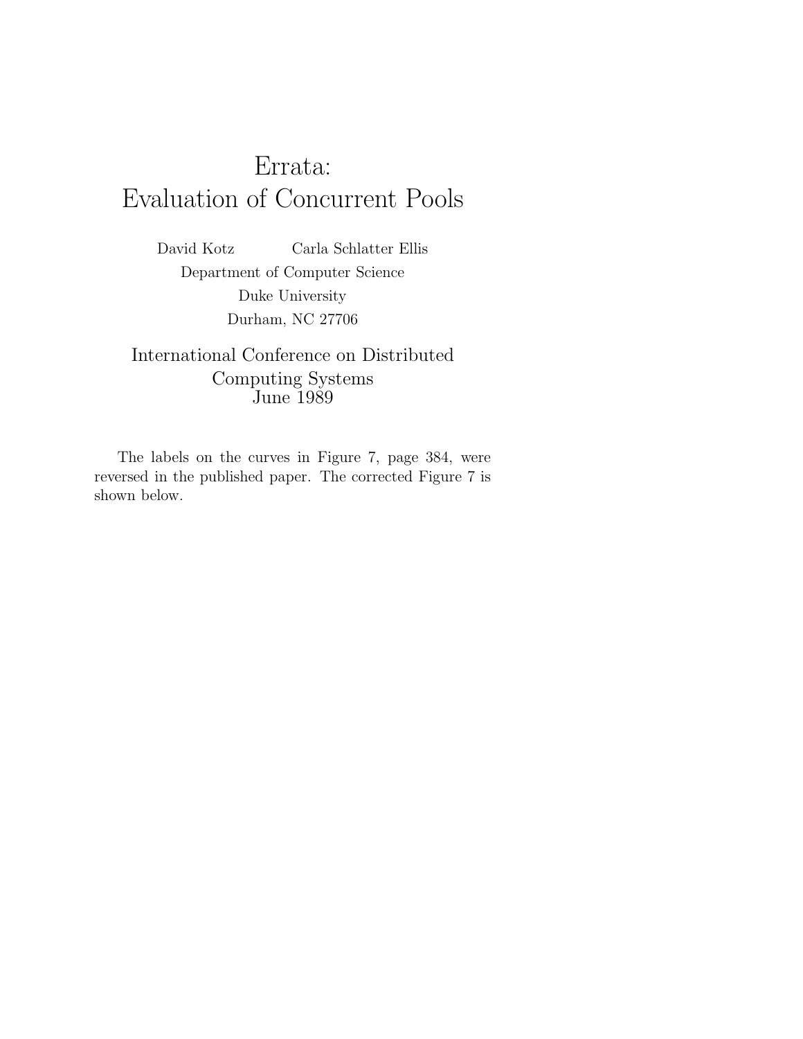# Errata: Evaluation of Concurrent Pools

David Kotz    Carla Schlatter Ellis

Department of Computer Science

Duke University

Durham, NC 27706

International Conference on Distributed Computing Systems
June 1989

The labels on the curves in Figure 7, page 384, were reversed in the published paper. The corrected Figure 7 is shown below.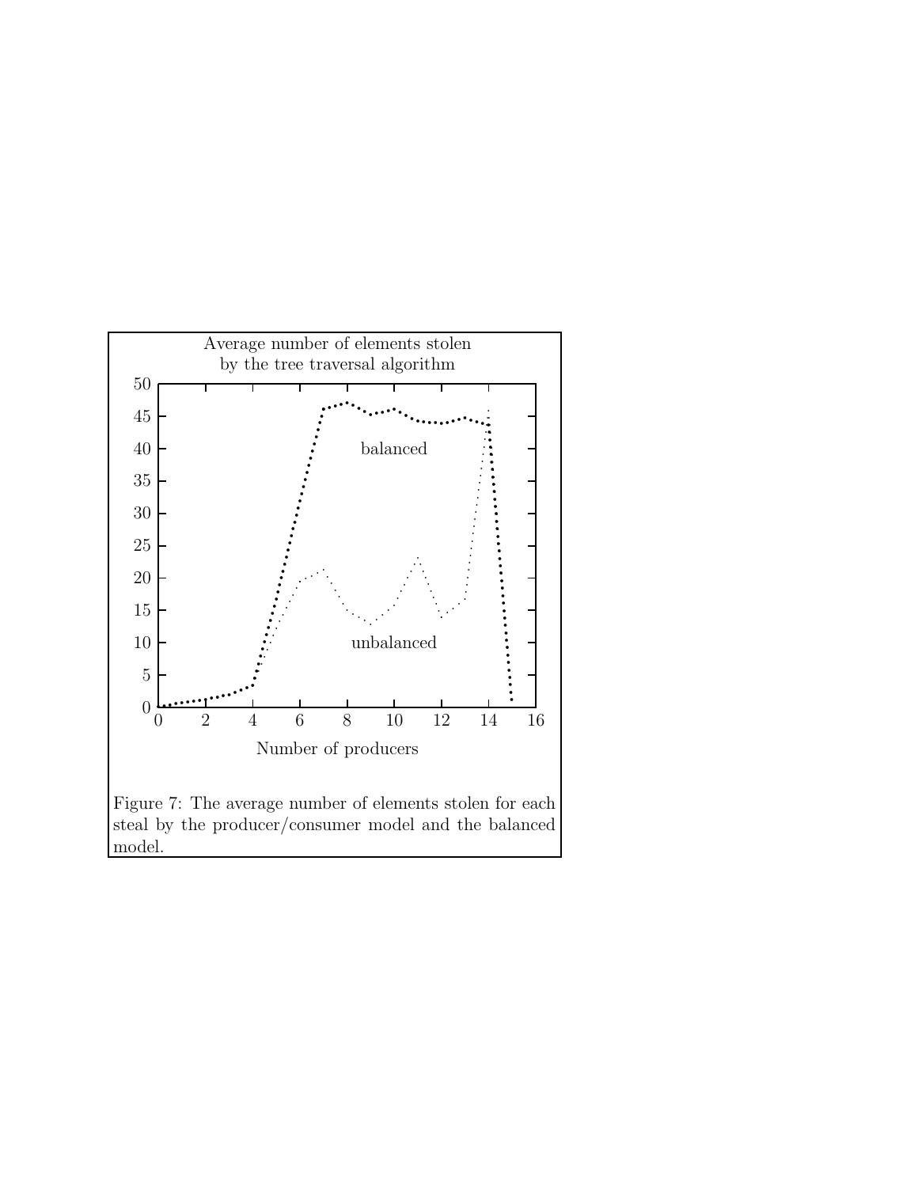Average number of elements stolen
by the tree traversal algorithm

50
45
40
35
30
25
20
15
10
5
0

0 2 4 6 8 10 12 14 16

Number of producers

balanced

unbalanced

Figure 7: The average number of elements stolen for each steal by the producer/consumer model and the balanced model.